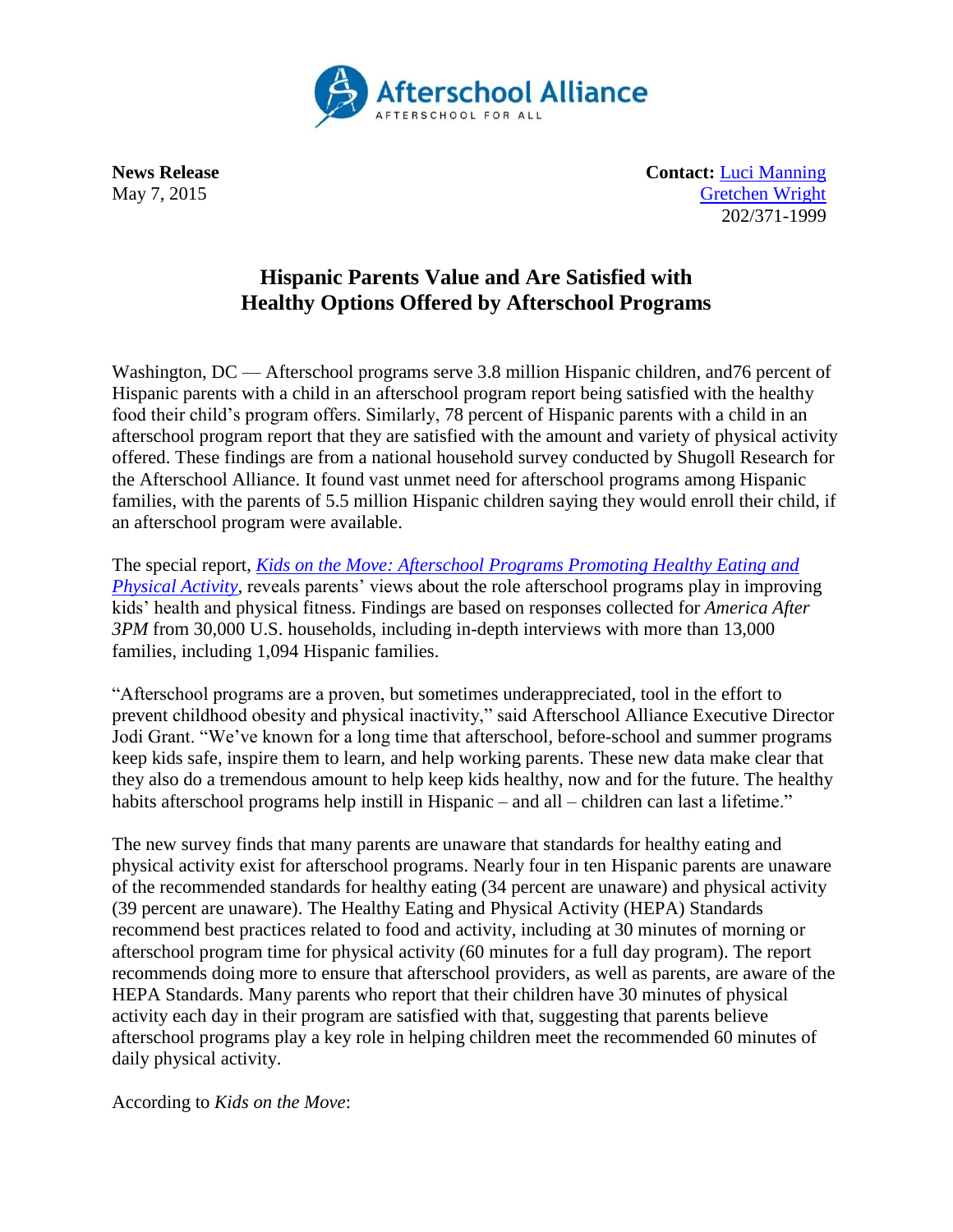Afterschool Alliance
AFTERSCHOOL FOR ALL

**News Release**
May 7, 2015

**Contact:** Luci Manning
Gretchen Wright
202/371-1999

# Hispanic Parents Value and Are Satisfied with Healthy Options Offered by Afterschool Programs

Washington, DC — Afterschool programs serve 3.8 million Hispanic children, and76 percent of Hispanic parents with a child in an afterschool program report being satisfied with the healthy food their child's program offers. Similarly, 78 percent of Hispanic parents with a child in an afterschool program report that they are satisfied with the amount and variety of physical activity offered. These findings are from a national household survey conducted by Shugoll Research for the Afterschool Alliance. It found vast unmet need for afterschool programs among Hispanic families, with the parents of 5.5 million Hispanic children saying they would enroll their child, if an afterschool program were available.

The special report, *Kids on the Move: Afterschool Programs Promoting Healthy Eating and Physical Activity*, reveals parents' views about the role afterschool programs play in improving kids' health and physical fitness. Findings are based on responses collected for *America After 3PM* from 30,000 U.S. households, including in-depth interviews with more than 13,000 families, including 1,094 Hispanic families.

"Afterschool programs are a proven, but sometimes underappreciated, tool in the effort to prevent childhood obesity and physical inactivity," said Afterschool Alliance Executive Director Jodi Grant. "We've known for a long time that afterschool, before-school and summer programs keep kids safe, inspire them to learn, and help working parents. These new data make clear that they also do a tremendous amount to help keep kids healthy, now and for the future. The healthy habits afterschool programs help instill in Hispanic – and all – children can last a lifetime."

The new survey finds that many parents are unaware that standards for healthy eating and physical activity exist for afterschool programs. Nearly four in ten Hispanic parents are unaware of the recommended standards for healthy eating (34 percent are unaware) and physical activity (39 percent are unaware). The Healthy Eating and Physical Activity (HEPA) Standards recommend best practices related to food and activity, including at 30 minutes of morning or afterschool program time for physical activity (60 minutes for a full day program). The report recommends doing more to ensure that afterschool providers, as well as parents, are aware of the HEPA Standards. Many parents who report that their children have 30 minutes of physical activity each day in their program are satisfied with that, suggesting that parents believe afterschool programs play a key role in helping children meet the recommended 60 minutes of daily physical activity.

According to *Kids on the Move*: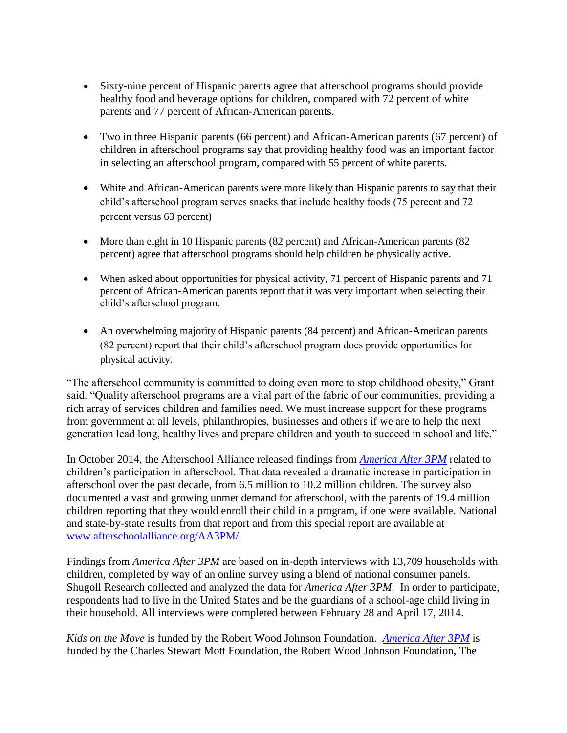- Sixty-nine percent of Hispanic parents agree that afterschool programs should provide healthy food and beverage options for children, compared with 72 percent of white parents and 77 percent of African-American parents.

- Two in three Hispanic parents (66 percent) and African-American parents (67 percent) of children in afterschool programs say that providing healthy food was an important factor in selecting an afterschool program, compared with 55 percent of white parents.

- White and African-American parents were more likely than Hispanic parents to say that their child's afterschool program serves snacks that include healthy foods (75 percent and 72 percent versus 63 percent)

- More than eight in 10 Hispanic parents (82 percent) and African-American parents (82 percent) agree that afterschool programs should help children be physically active.

- When asked about opportunities for physical activity, 71 percent of Hispanic parents and 71 percent of African-American parents report that it was very important when selecting their child's afterschool program.

- An overwhelming majority of Hispanic parents (84 percent) and African-American parents (82 percent) report that their child's afterschool program does provide opportunities for physical activity.

"The afterschool community is committed to doing even more to stop childhood obesity," Grant said. "Quality afterschool programs are a vital part of the fabric of our communities, providing a rich array of services children and families need. We must increase support for these programs from government at all levels, philanthropies, businesses and others if we are to help the next generation lead long, healthy lives and prepare children and youth to succeed in school and life."

In October 2014, the Afterschool Alliance released findings from [*America After 3PM*](#) related to children's participation in afterschool. That data revealed a dramatic increase in participation in afterschool over the past decade, from 6.5 million to 10.2 million children. The survey also documented a vast and growing unmet demand for afterschool, with the parents of 19.4 million children reporting that they would enroll their child in a program, if one were available. National and state-by-state results from that report and from this special report are available at [www.afterschoolalliance.org/AA3PM/](http://www.afterschoolalliance.org/AA3PM/).

Findings from *America After 3PM* are based on in-depth interviews with 13,709 households with children, completed by way of an online survey using a blend of national consumer panels. Shugoll Research collected and analyzed the data for *America After 3PM*. In order to participate, respondents had to live in the United States and be the guardians of a school-age child living in their household. All interviews were completed between February 28 and April 17, 2014.

*Kids on the Move* is funded by the Robert Wood Johnson Foundation. [*America After 3PM*](#) is funded by the Charles Stewart Mott Foundation, the Robert Wood Johnson Foundation, The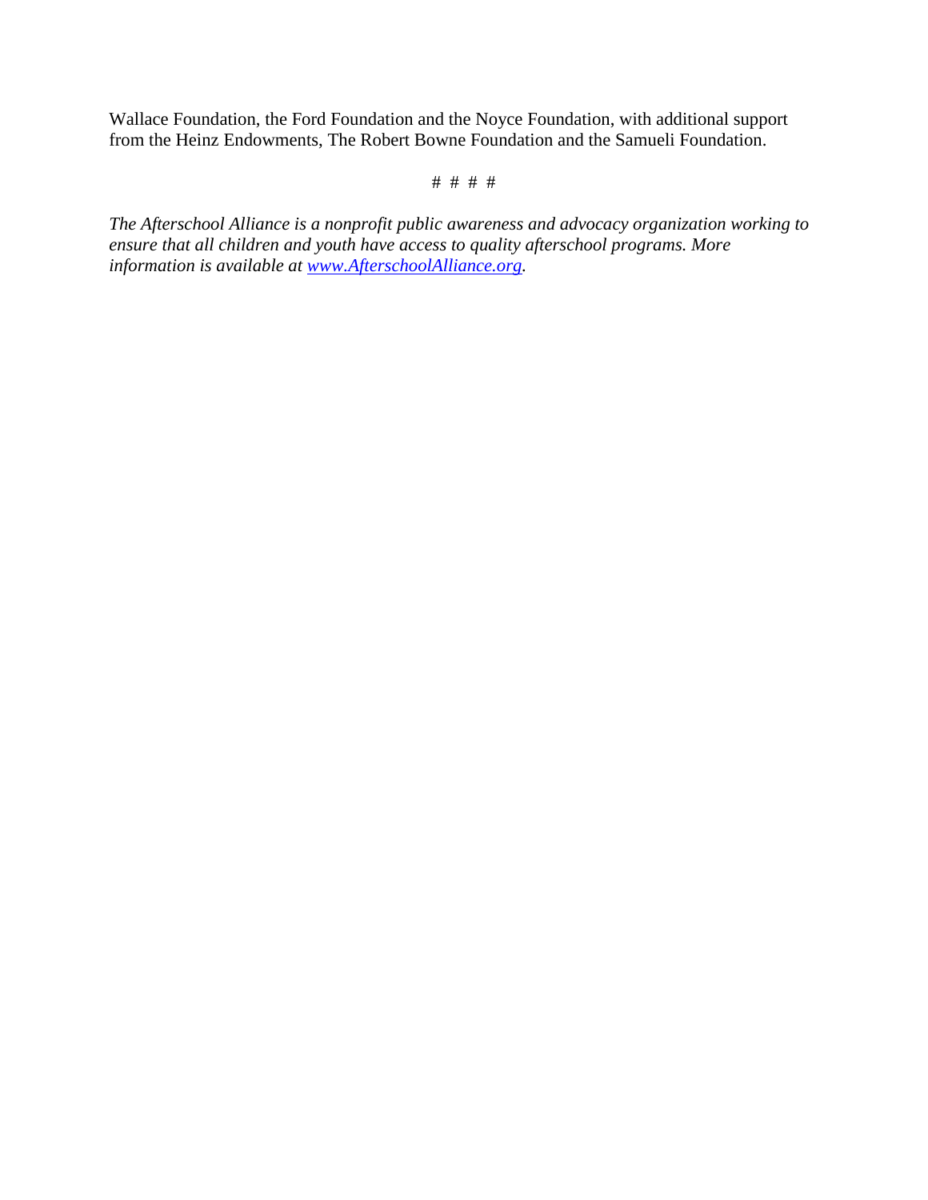Wallace Foundation, the Ford Foundation and the Noyce Foundation, with additional support from the Heinz Endowments, The Robert Bowne Foundation and the Samueli Foundation.

# # # #

*The Afterschool Alliance is a nonprofit public awareness and advocacy organization working to ensure that all children and youth have access to quality afterschool programs. More information is available at [www.AfterschoolAlliance.org](http://www.AfterschoolAlliance.org).*